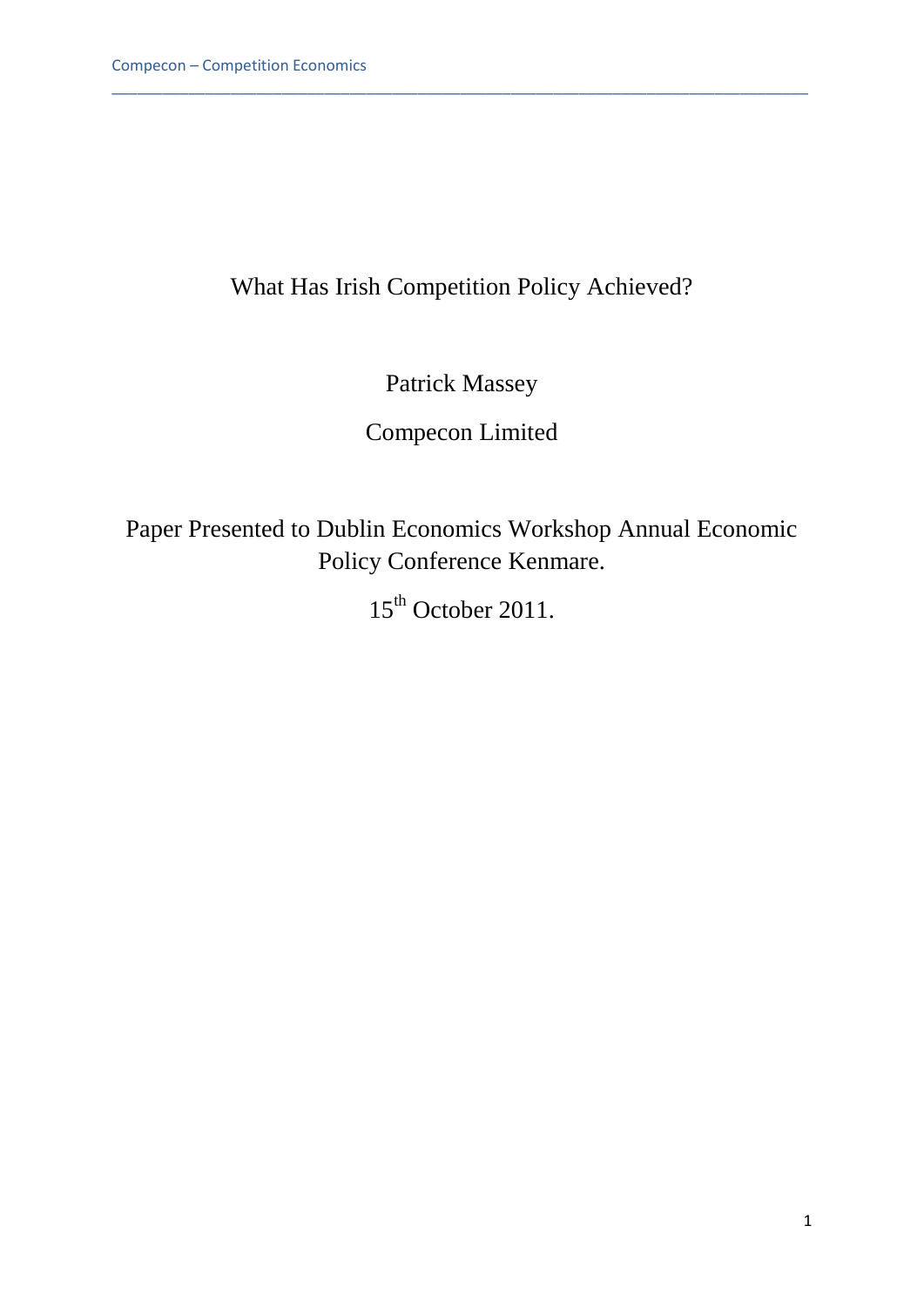# What Has Irish Competition Policy Achieved?

Patrick Massey

Compecon Limited

Paper Presented to Dublin Economics Workshop Annual Economic Policy Conference Kenmare.

15th October 2011.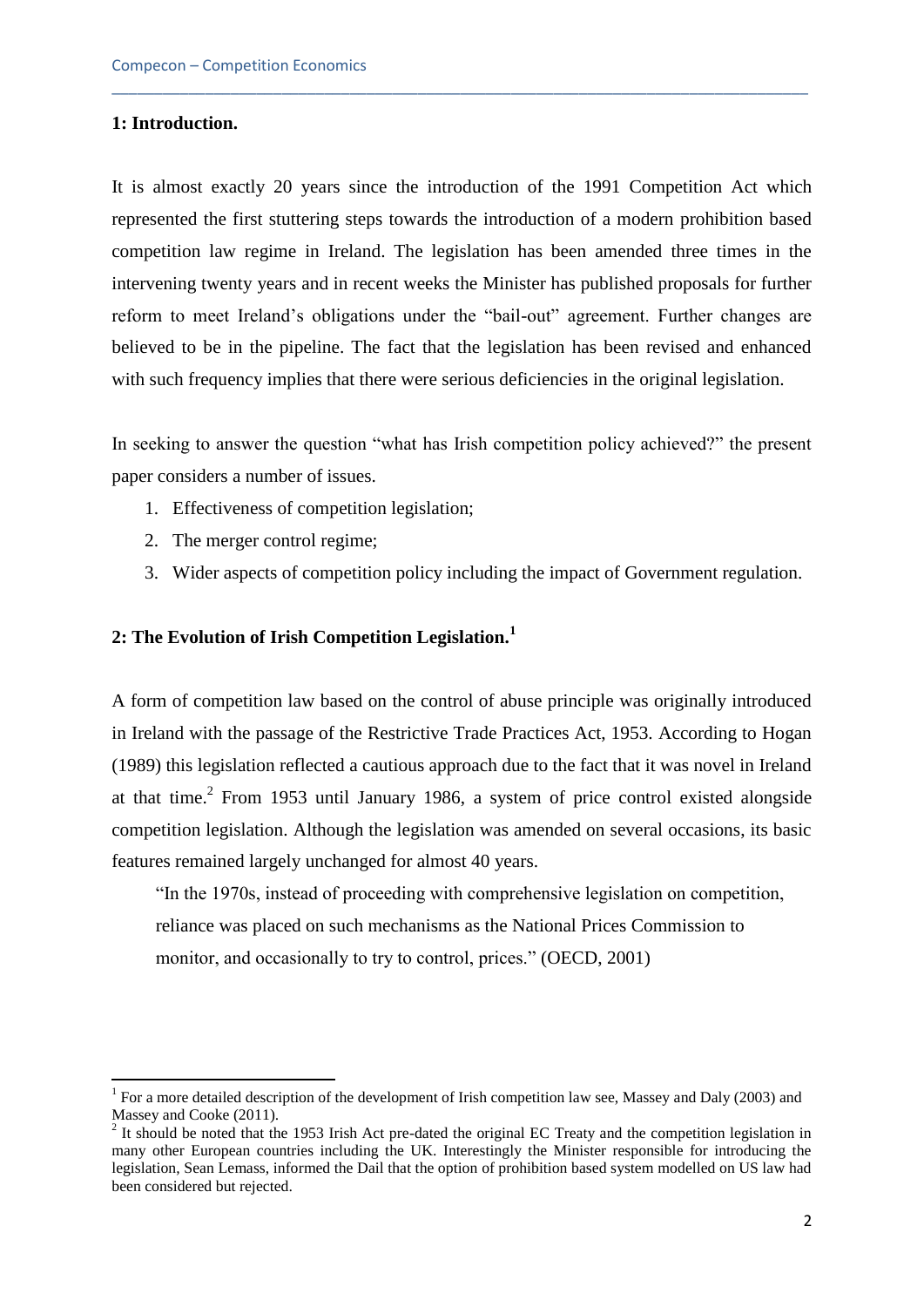## 1: Introduction.

It is almost exactly 20 years since the introduction of the 1991 Competition Act which represented the first stuttering steps towards the introduction of a modern prohibition based competition law regime in Ireland. The legislation has been amended three times in the intervening twenty years and in recent weeks the Minister has published proposals for further reform to meet Ireland's obligations under the "bail-out" agreement. Further changes are believed to be in the pipeline. The fact that the legislation has been revised and enhanced with such frequency implies that there were serious deficiencies in the original legislation.

In seeking to answer the question "what has Irish competition policy achieved?" the present paper considers a number of issues.

1. Effectiveness of competition legislation;
2. The merger control regime;
3. Wider aspects of competition policy including the impact of Government regulation.

## 2: The Evolution of Irish Competition Legislation.[1]

A form of competition law based on the control of abuse principle was originally introduced in Ireland with the passage of the Restrictive Trade Practices Act, 1953. According to Hogan (1989) this legislation reflected a cautious approach due to the fact that it was novel in Ireland at that time.[2] From 1953 until January 1986, a system of price control existed alongside competition legislation. Although the legislation was amended on several occasions, its basic features remained largely unchanged for almost 40 years.

> "In the 1970s, instead of proceeding with comprehensive legislation on competition, reliance was placed on such mechanisms as the National Prices Commission to monitor, and occasionally to try to control, prices." (OECD, 2001)

---

[1] For a more detailed description of the development of Irish competition law see, Massey and Daly (2003) and Massey and Cooke (2011).

[2] It should be noted that the 1953 Irish Act pre-dated the original EC Treaty and the competition legislation in many other European countries including the UK. Interestingly the Minister responsible for introducing the legislation, Sean Lemass, informed the Dail that the option of prohibition based system modelled on US law had been considered but rejected.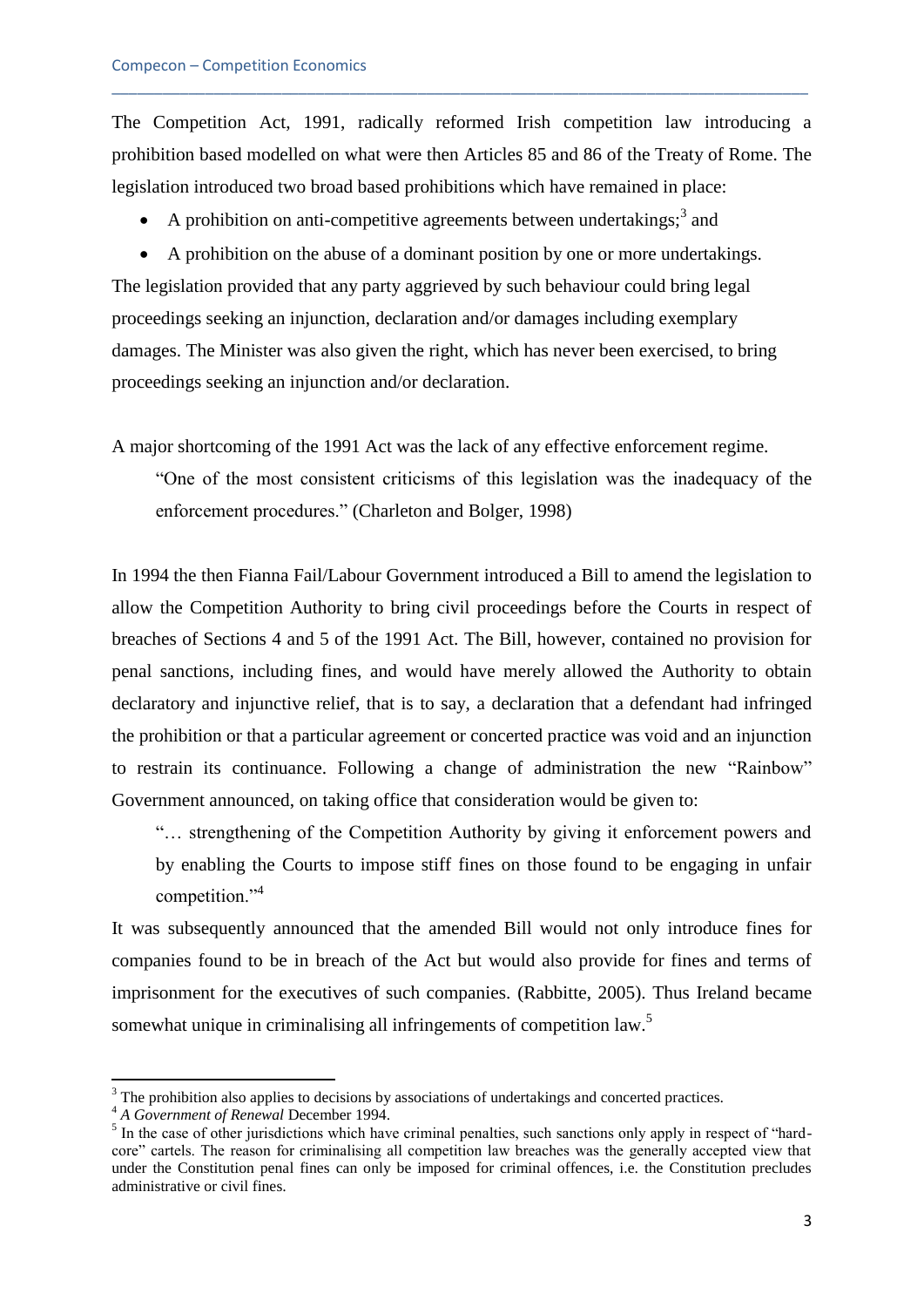The Competition Act, 1991, radically reformed Irish competition law introducing a prohibition based modelled on what were then Articles 85 and 86 of the Treaty of Rome. The legislation introduced two broad based prohibitions which have remained in place:

- A prohibition on anti-competitive agreements between undertakings;[3] and
- A prohibition on the abuse of a dominant position by one or more undertakings.

The legislation provided that any party aggrieved by such behaviour could bring legal proceedings seeking an injunction, declaration and/or damages including exemplary damages. The Minister was also given the right, which has never been exercised, to bring proceedings seeking an injunction and/or declaration.

A major shortcoming of the 1991 Act was the lack of any effective enforcement regime.

> "One of the most consistent criticisms of this legislation was the inadequacy of the enforcement procedures." (Charleton and Bolger, 1998)

In 1994 the then Fianna Fail/Labour Government introduced a Bill to amend the legislation to allow the Competition Authority to bring civil proceedings before the Courts in respect of breaches of Sections 4 and 5 of the 1991 Act. The Bill, however, contained no provision for penal sanctions, including fines, and would have merely allowed the Authority to obtain declaratory and injunctive relief, that is to say, a declaration that a defendant had infringed the prohibition or that a particular agreement or concerted practice was void and an injunction to restrain its continuance. Following a change of administration the new "Rainbow" Government announced, on taking office that consideration would be given to:

> "… strengthening of the Competition Authority by giving it enforcement powers and by enabling the Courts to impose stiff fines on those found to be engaging in unfair competition."[4]

It was subsequently announced that the amended Bill would not only introduce fines for companies found to be in breach of the Act but would also provide for fines and terms of imprisonment for the executives of such companies. (Rabbitte, 2005). Thus Ireland became somewhat unique in criminalising all infringements of competition law.[5]

---

[3] The prohibition also applies to decisions by associations of undertakings and concerted practices.

[4] *A Government of Renewal* December 1994.

[5] In the case of other jurisdictions which have criminal penalties, such sanctions only apply in respect of "hard-core" cartels. The reason for criminalising all competition law breaches was the generally accepted view that under the Constitution penal fines can only be imposed for criminal offences, i.e. the Constitution precludes administrative or civil fines.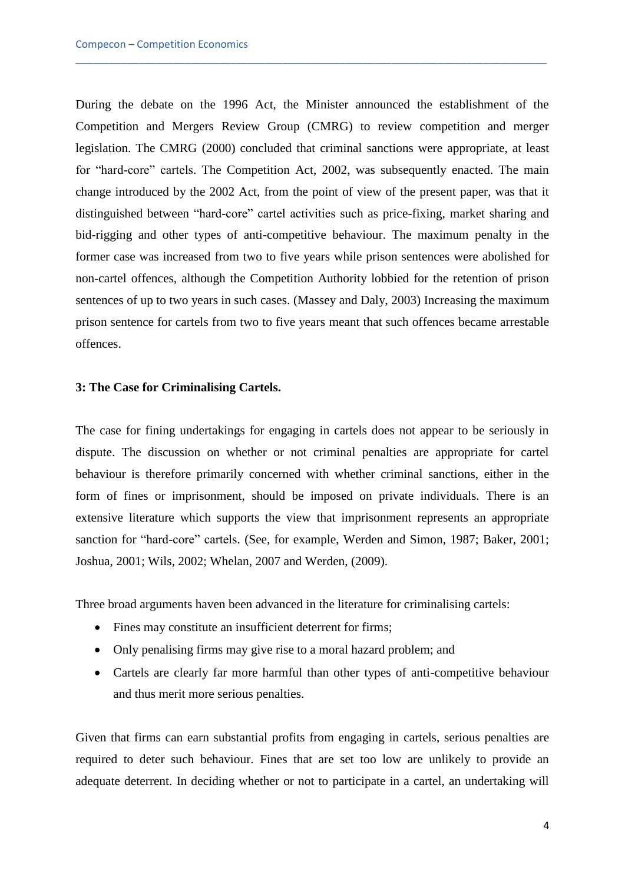During the debate on the 1996 Act, the Minister announced the establishment of the Competition and Mergers Review Group (CMRG) to review competition and merger legislation. The CMRG (2000) concluded that criminal sanctions were appropriate, at least for "hard-core" cartels. The Competition Act, 2002, was subsequently enacted. The main change introduced by the 2002 Act, from the point of view of the present paper, was that it distinguished between "hard-core" cartel activities such as price-fixing, market sharing and bid-rigging and other types of anti-competitive behaviour. The maximum penalty in the former case was increased from two to five years while prison sentences were abolished for non-cartel offences, although the Competition Authority lobbied for the retention of prison sentences of up to two years in such cases. (Massey and Daly, 2003) Increasing the maximum prison sentence for cartels from two to five years meant that such offences became arrestable offences.

### 3: The Case for Criminalising Cartels.

The case for fining undertakings for engaging in cartels does not appear to be seriously in dispute. The discussion on whether or not criminal penalties are appropriate for cartel behaviour is therefore primarily concerned with whether criminal sanctions, either in the form of fines or imprisonment, should be imposed on private individuals. There is an extensive literature which supports the view that imprisonment represents an appropriate sanction for "hard-core" cartels. (See, for example, Werden and Simon, 1987; Baker, 2001; Joshua, 2001; Wils, 2002; Whelan, 2007 and Werden, (2009).

Three broad arguments haven been advanced in the literature for criminalising cartels:

- Fines may constitute an insufficient deterrent for firms;
- Only penalising firms may give rise to a moral hazard problem; and
- Cartels are clearly far more harmful than other types of anti-competitive behaviour and thus merit more serious penalties.

Given that firms can earn substantial profits from engaging in cartels, serious penalties are required to deter such behaviour. Fines that are set too low are unlikely to provide an adequate deterrent. In deciding whether or not to participate in a cartel, an undertaking will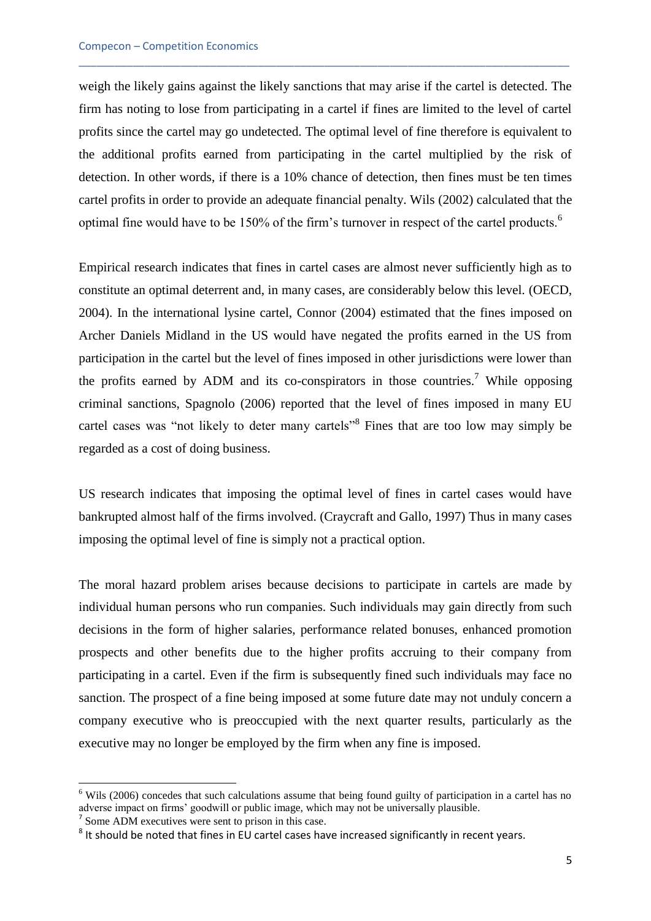weigh the likely gains against the likely sanctions that may arise if the cartel is detected. The firm has noting to lose from participating in a cartel if fines are limited to the level of cartel profits since the cartel may go undetected. The optimal level of fine therefore is equivalent to the additional profits earned from participating in the cartel multiplied by the risk of detection. In other words, if there is a 10% chance of detection, then fines must be ten times cartel profits in order to provide an adequate financial penalty. Wils (2002) calculated that the optimal fine would have to be 150% of the firm's turnover in respect of the cartel products.[6]

Empirical research indicates that fines in cartel cases are almost never sufficiently high as to constitute an optimal deterrent and, in many cases, are considerably below this level. (OECD, 2004). In the international lysine cartel, Connor (2004) estimated that the fines imposed on Archer Daniels Midland in the US would have negated the profits earned in the US from participation in the cartel but the level of fines imposed in other jurisdictions were lower than the profits earned by ADM and its co-conspirators in those countries.[7] While opposing criminal sanctions, Spagnolo (2006) reported that the level of fines imposed in many EU cartel cases was "not likely to deter many cartels"[8] Fines that are too low may simply be regarded as a cost of doing business.

US research indicates that imposing the optimal level of fines in cartel cases would have bankrupted almost half of the firms involved. (Craycraft and Gallo, 1997) Thus in many cases imposing the optimal level of fine is simply not a practical option.

The moral hazard problem arises because decisions to participate in cartels are made by individual human persons who run companies. Such individuals may gain directly from such decisions in the form of higher salaries, performance related bonuses, enhanced promotion prospects and other benefits due to the higher profits accruing to their company from participating in a cartel. Even if the firm is subsequently fined such individuals may face no sanction. The prospect of a fine being imposed at some future date may not unduly concern a company executive who is preoccupied with the next quarter results, particularly as the executive may no longer be employed by the firm when any fine is imposed.

---

[6] Wils (2006) concedes that such calculations assume that being found guilty of participation in a cartel has no adverse impact on firms' goodwill or public image, which may not be universally plausible.

[7] Some ADM executives were sent to prison in this case.

[8] It should be noted that fines in EU cartel cases have increased significantly in recent years.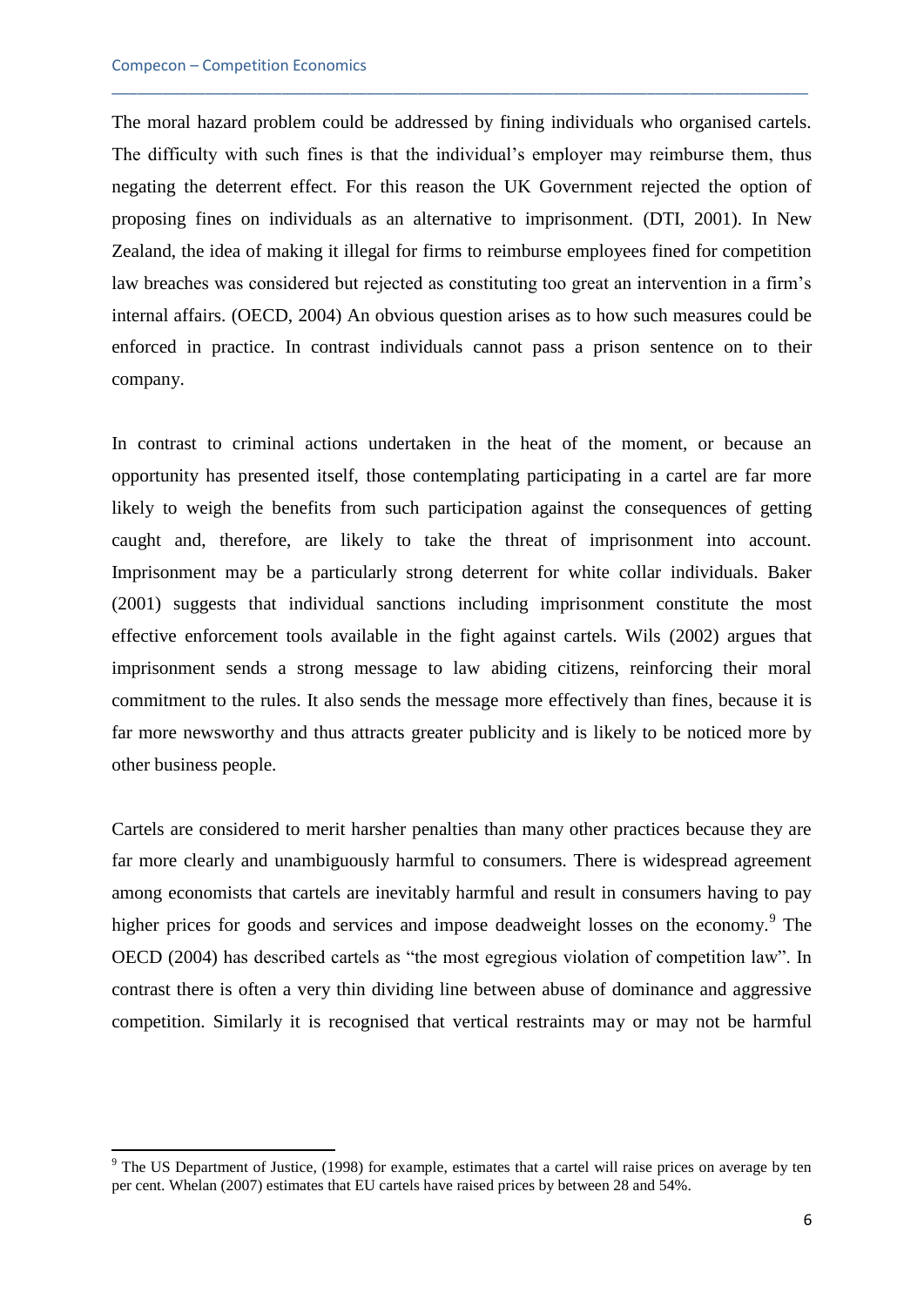The moral hazard problem could be addressed by fining individuals who organised cartels. The difficulty with such fines is that the individual's employer may reimburse them, thus negating the deterrent effect. For this reason the UK Government rejected the option of proposing fines on individuals as an alternative to imprisonment. (DTI, 2001). In New Zealand, the idea of making it illegal for firms to reimburse employees fined for competition law breaches was considered but rejected as constituting too great an intervention in a firm's internal affairs. (OECD, 2004) An obvious question arises as to how such measures could be enforced in practice. In contrast individuals cannot pass a prison sentence on to their company.

In contrast to criminal actions undertaken in the heat of the moment, or because an opportunity has presented itself, those contemplating participating in a cartel are far more likely to weigh the benefits from such participation against the consequences of getting caught and, therefore, are likely to take the threat of imprisonment into account. Imprisonment may be a particularly strong deterrent for white collar individuals. Baker (2001) suggests that individual sanctions including imprisonment constitute the most effective enforcement tools available in the fight against cartels. Wils (2002) argues that imprisonment sends a strong message to law abiding citizens, reinforcing their moral commitment to the rules. It also sends the message more effectively than fines, because it is far more newsworthy and thus attracts greater publicity and is likely to be noticed more by other business people.

Cartels are considered to merit harsher penalties than many other practices because they are far more clearly and unambiguously harmful to consumers. There is widespread agreement among economists that cartels are inevitably harmful and result in consumers having to pay higher prices for goods and services and impose deadweight losses on the economy.[9] The OECD (2004) has described cartels as "the most egregious violation of competition law". In contrast there is often a very thin dividing line between abuse of dominance and aggressive competition. Similarly it is recognised that vertical restraints may or may not be harmful

[9] The US Department of Justice, (1998) for example, estimates that a cartel will raise prices on average by ten per cent. Whelan (2007) estimates that EU cartels have raised prices by between 28 and 54%.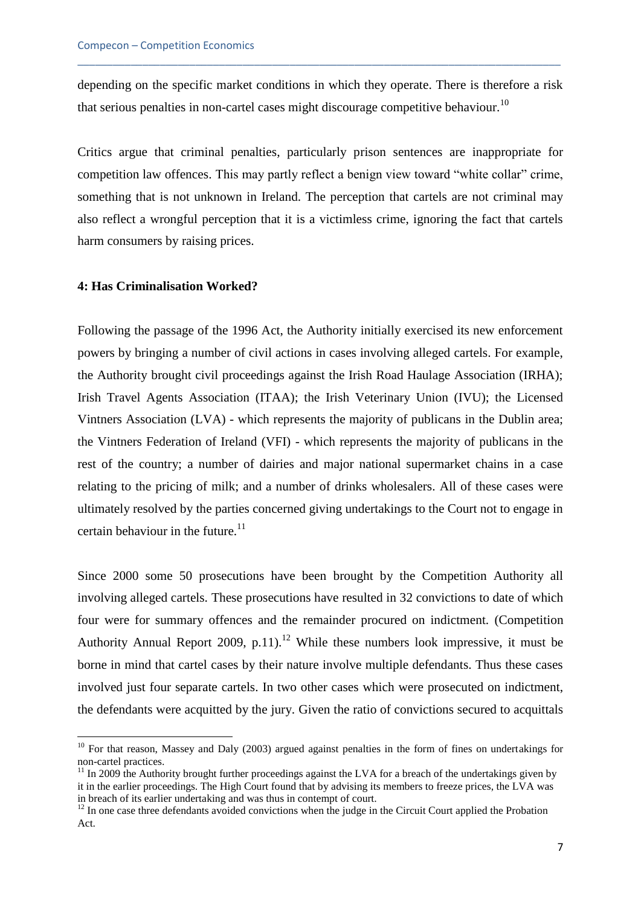depending on the specific market conditions in which they operate. There is therefore a risk that serious penalties in non-cartel cases might discourage competitive behaviour.[10]

Critics argue that criminal penalties, particularly prison sentences are inappropriate for competition law offences. This may partly reflect a benign view toward "white collar" crime, something that is not unknown in Ireland. The perception that cartels are not criminal may also reflect a wrongful perception that it is a victimless crime, ignoring the fact that cartels harm consumers by raising prices.

**4: Has Criminalisation Worked?**

Following the passage of the 1996 Act, the Authority initially exercised its new enforcement powers by bringing a number of civil actions in cases involving alleged cartels. For example, the Authority brought civil proceedings against the Irish Road Haulage Association (IRHA); Irish Travel Agents Association (ITAA); the Irish Veterinary Union (IVU); the Licensed Vintners Association (LVA) - which represents the majority of publicans in the Dublin area; the Vintners Federation of Ireland (VFI) - which represents the majority of publicans in the rest of the country; a number of dairies and major national supermarket chains in a case relating to the pricing of milk; and a number of drinks wholesalers. All of these cases were ultimately resolved by the parties concerned giving undertakings to the Court not to engage in certain behaviour in the future.[11]

Since 2000 some 50 prosecutions have been brought by the Competition Authority all involving alleged cartels. These prosecutions have resulted in 32 convictions to date of which four were for summary offences and the remainder procured on indictment. (Competition Authority Annual Report 2009, p.11).[12] While these numbers look impressive, it must be borne in mind that cartel cases by their nature involve multiple defendants. Thus these cases involved just four separate cartels. In two other cases which were prosecuted on indictment, the defendants were acquitted by the jury. Given the ratio of convictions secured to acquittals

---

[10] For that reason, Massey and Daly (2003) argued against penalties in the form of fines on undertakings for non-cartel practices.

[11] In 2009 the Authority brought further proceedings against the LVA for a breach of the undertakings given by it in the earlier proceedings. The High Court found that by advising its members to freeze prices, the LVA was in breach of its earlier undertaking and was thus in contempt of court.

[12] In one case three defendants avoided convictions when the judge in the Circuit Court applied the Probation Act.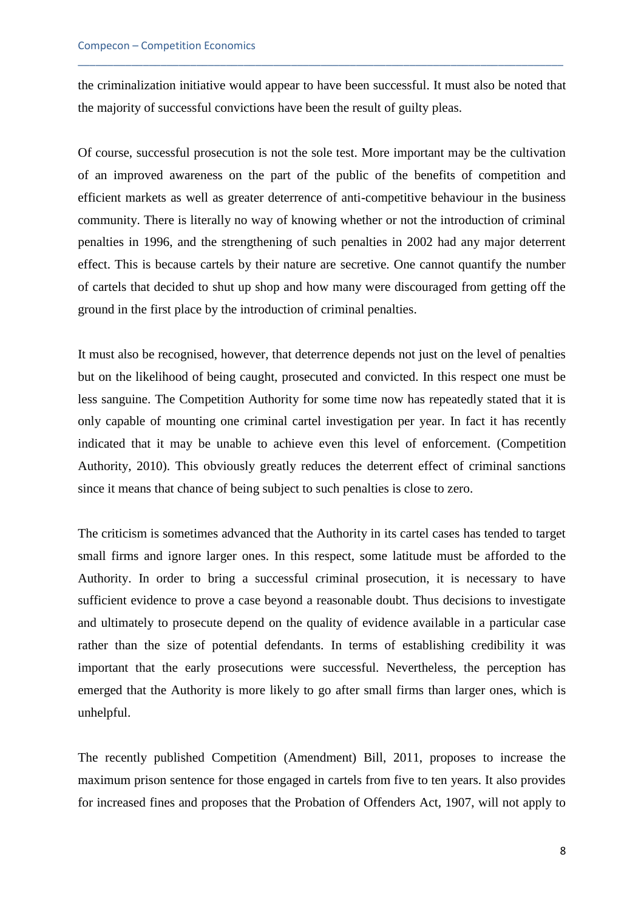the criminalization initiative would appear to have been successful. It must also be noted that the majority of successful convictions have been the result of guilty pleas.

Of course, successful prosecution is not the sole test. More important may be the cultivation of an improved awareness on the part of the public of the benefits of competition and efficient markets as well as greater deterrence of anti-competitive behaviour in the business community. There is literally no way of knowing whether or not the introduction of criminal penalties in 1996, and the strengthening of such penalties in 2002 had any major deterrent effect. This is because cartels by their nature are secretive. One cannot quantify the number of cartels that decided to shut up shop and how many were discouraged from getting off the ground in the first place by the introduction of criminal penalties.

It must also be recognised, however, that deterrence depends not just on the level of penalties but on the likelihood of being caught, prosecuted and convicted. In this respect one must be less sanguine. The Competition Authority for some time now has repeatedly stated that it is only capable of mounting one criminal cartel investigation per year. In fact it has recently indicated that it may be unable to achieve even this level of enforcement. (Competition Authority, 2010). This obviously greatly reduces the deterrent effect of criminal sanctions since it means that chance of being subject to such penalties is close to zero.

The criticism is sometimes advanced that the Authority in its cartel cases has tended to target small firms and ignore larger ones. In this respect, some latitude must be afforded to the Authority. In order to bring a successful criminal prosecution, it is necessary to have sufficient evidence to prove a case beyond a reasonable doubt. Thus decisions to investigate and ultimately to prosecute depend on the quality of evidence available in a particular case rather than the size of potential defendants. In terms of establishing credibility it was important that the early prosecutions were successful. Nevertheless, the perception has emerged that the Authority is more likely to go after small firms than larger ones, which is unhelpful.

The recently published Competition (Amendment) Bill, 2011, proposes to increase the maximum prison sentence for those engaged in cartels from five to ten years. It also provides for increased fines and proposes that the Probation of Offenders Act, 1907, will not apply to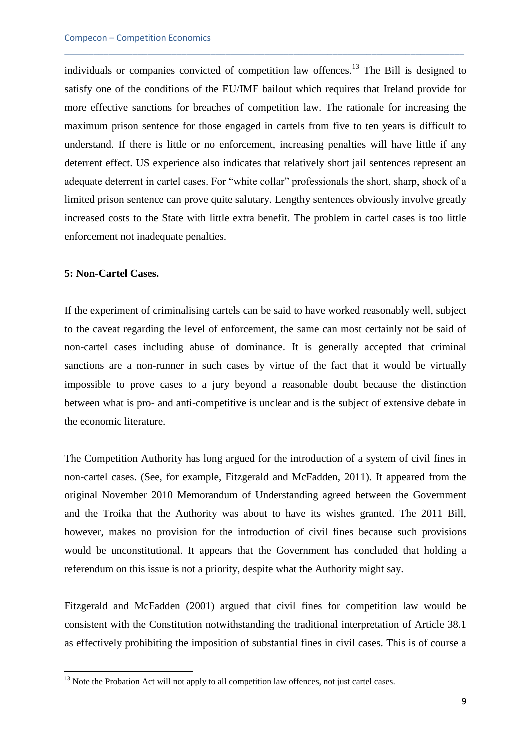individuals or companies convicted of competition law offences.[13] The Bill is designed to satisfy one of the conditions of the EU/IMF bailout which requires that Ireland provide for more effective sanctions for breaches of competition law. The rationale for increasing the maximum prison sentence for those engaged in cartels from five to ten years is difficult to understand. If there is little or no enforcement, increasing penalties will have little if any deterrent effect. US experience also indicates that relatively short jail sentences represent an adequate deterrent in cartel cases. For "white collar" professionals the short, sharp, shock of a limited prison sentence can prove quite salutary. Lengthy sentences obviously involve greatly increased costs to the State with little extra benefit. The problem in cartel cases is too little enforcement not inadequate penalties.

**5: Non-Cartel Cases.**

If the experiment of criminalising cartels can be said to have worked reasonably well, subject to the caveat regarding the level of enforcement, the same can most certainly not be said of non-cartel cases including abuse of dominance. It is generally accepted that criminal sanctions are a non-runner in such cases by virtue of the fact that it would be virtually impossible to prove cases to a jury beyond a reasonable doubt because the distinction between what is pro- and anti-competitive is unclear and is the subject of extensive debate in the economic literature.

The Competition Authority has long argued for the introduction of a system of civil fines in non-cartel cases. (See, for example, Fitzgerald and McFadden, 2011). It appeared from the original November 2010 Memorandum of Understanding agreed between the Government and the Troika that the Authority was about to have its wishes granted. The 2011 Bill, however, makes no provision for the introduction of civil fines because such provisions would be unconstitutional. It appears that the Government has concluded that holding a referendum on this issue is not a priority, despite what the Authority might say.

Fitzgerald and McFadden (2001) argued that civil fines for competition law would be consistent with the Constitution notwithstanding the traditional interpretation of Article 38.1 as effectively prohibiting the imposition of substantial fines in civil cases. This is of course a

[13] Note the Probation Act will not apply to all competition law offences, not just cartel cases.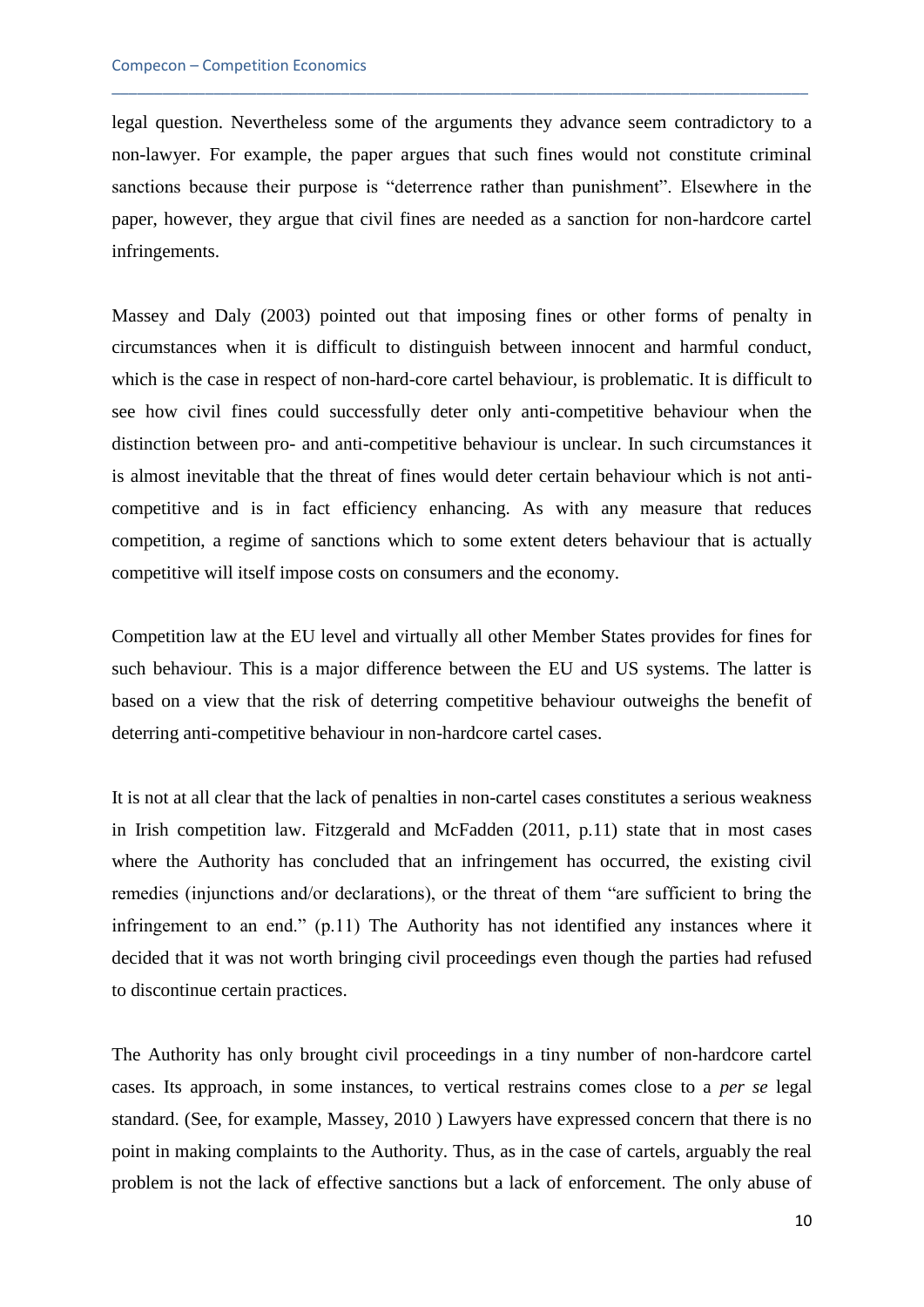legal question. Nevertheless some of the arguments they advance seem contradictory to a non-lawyer. For example, the paper argues that such fines would not constitute criminal sanctions because their purpose is “deterrence rather than punishment”. Elsewhere in the paper, however, they argue that civil fines are needed as a sanction for non-hardcore cartel infringements.

Massey and Daly (2003) pointed out that imposing fines or other forms of penalty in circumstances when it is difficult to distinguish between innocent and harmful conduct, which is the case in respect of non-hard-core cartel behaviour, is problematic. It is difficult to see how civil fines could successfully deter only anti-competitive behaviour when the distinction between pro- and anti-competitive behaviour is unclear. In such circumstances it is almost inevitable that the threat of fines would deter certain behaviour which is not anti-competitive and is in fact efficiency enhancing. As with any measure that reduces competition, a regime of sanctions which to some extent deters behaviour that is actually competitive will itself impose costs on consumers and the economy.

Competition law at the EU level and virtually all other Member States provides for fines for such behaviour. This is a major difference between the EU and US systems. The latter is based on a view that the risk of deterring competitive behaviour outweighs the benefit of deterring anti-competitive behaviour in non-hardcore cartel cases.

It is not at all clear that the lack of penalties in non-cartel cases constitutes a serious weakness in Irish competition law. Fitzgerald and McFadden (2011, p.11) state that in most cases where the Authority has concluded that an infringement has occurred, the existing civil remedies (injunctions and/or declarations), or the threat of them “are sufficient to bring the infringement to an end.” (p.11) The Authority has not identified any instances where it decided that it was not worth bringing civil proceedings even though the parties had refused to discontinue certain practices.

The Authority has only brought civil proceedings in a tiny number of non-hardcore cartel cases. Its approach, in some instances, to vertical restrains comes close to a *per se* legal standard. (See, for example, Massey, 2010 ) Lawyers have expressed concern that there is no point in making complaints to the Authority. Thus, as in the case of cartels, arguably the real problem is not the lack of effective sanctions but a lack of enforcement. The only abuse of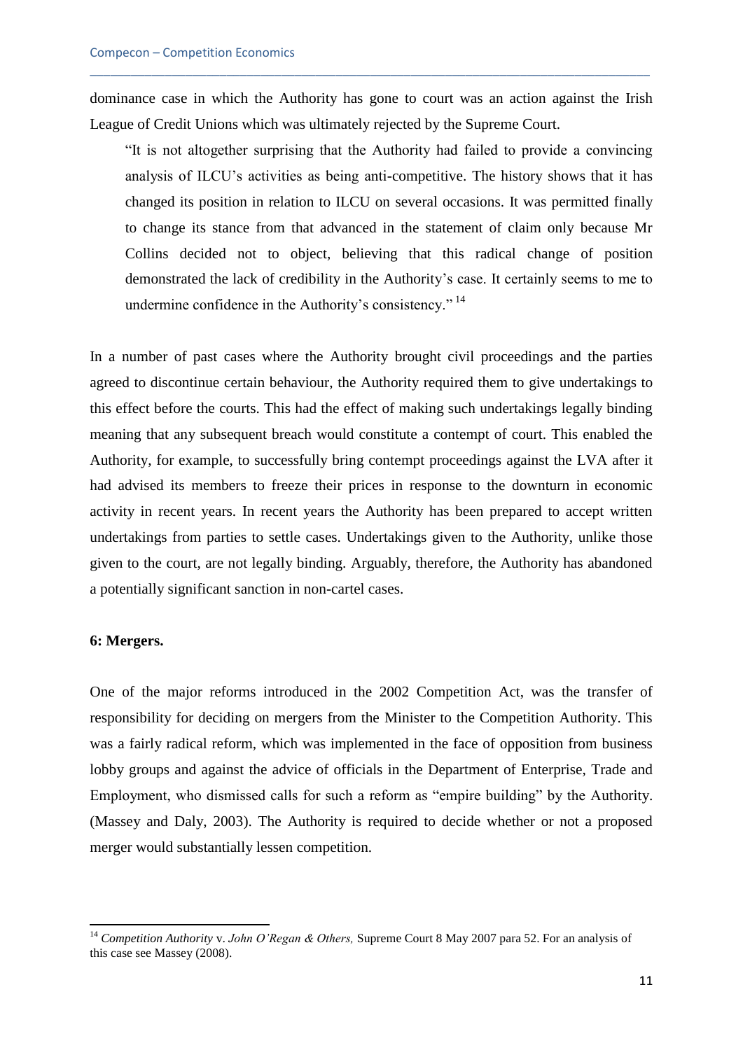dominance case in which the Authority has gone to court was an action against the Irish League of Credit Unions which was ultimately rejected by the Supreme Court.

> "It is not altogether surprising that the Authority had failed to provide a convincing analysis of ILCU's activities as being anti-competitive. The history shows that it has changed its position in relation to ILCU on several occasions. It was permitted finally to change its stance from that advanced in the statement of claim only because Mr Collins decided not to object, believing that this radical change of position demonstrated the lack of credibility in the Authority's case. It certainly seems to me to undermine confidence in the Authority's consistency." [14]

In a number of past cases where the Authority brought civil proceedings and the parties agreed to discontinue certain behaviour, the Authority required them to give undertakings to this effect before the courts. This had the effect of making such undertakings legally binding meaning that any subsequent breach would constitute a contempt of court. This enabled the Authority, for example, to successfully bring contempt proceedings against the LVA after it had advised its members to freeze their prices in response to the downturn in economic activity in recent years. In recent years the Authority has been prepared to accept written undertakings from parties to settle cases. Undertakings given to the Authority, unlike those given to the court, are not legally binding. Arguably, therefore, the Authority has abandoned a potentially significant sanction in non-cartel cases.

**6: Mergers.**

One of the major reforms introduced in the 2002 Competition Act, was the transfer of responsibility for deciding on mergers from the Minister to the Competition Authority. This was a fairly radical reform, which was implemented in the face of opposition from business lobby groups and against the advice of officials in the Department of Enterprise, Trade and Employment, who dismissed calls for such a reform as "empire building" by the Authority. (Massey and Daly, 2003). The Authority is required to decide whether or not a proposed merger would substantially lessen competition.

---

[14] *Competition Authority* v. *John O'Regan & Others,* Supreme Court 8 May 2007 para 52. For an analysis of this case see Massey (2008).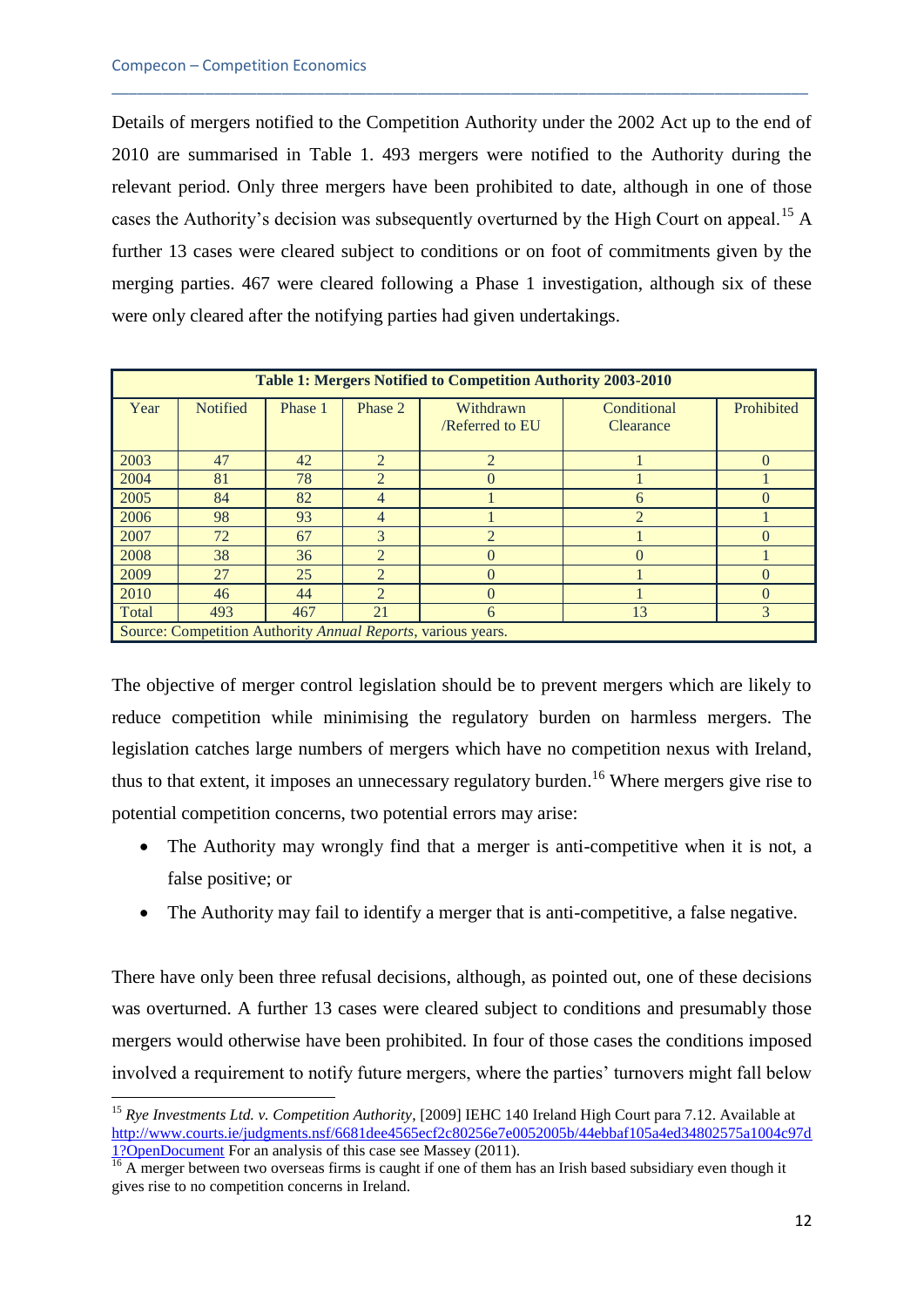Details of mergers notified to the Competition Authority under the 2002 Act up to the end of 2010 are summarised in Table 1. 493 mergers were notified to the Authority during the relevant period. Only three mergers have been prohibited to date, although in one of those cases the Authority's decision was subsequently overturned by the High Court on appeal.[15] A further 13 cases were cleared subject to conditions or on foot of commitments given by the merging parties. 467 were cleared following a Phase 1 investigation, although six of these were only cleared after the notifying parties had given undertakings.

**Table 1: Mergers Notified to Competition Authority 2003-2010**

| Year | Notified | Phase 1 | Phase 2 | Withdrawn /Referred to EU | Conditional Clearance | Prohibited |
|---|---|---|---|---|---|---|
| 2003 | 47 | 42 | 2 | 2 | 1 | 0 |
| 2004 | 81 | 78 | 2 | 0 | 1 | 1 |
| 2005 | 84 | 82 | 4 | 1 | 6 | 0 |
| 2006 | 98 | 93 | 4 | 1 | 2 | 1 |
| 2007 | 72 | 67 | 3 | 2 | 1 | 0 |
| 2008 | 38 | 36 | 2 | 0 | 0 | 1 |
| 2009 | 27 | 25 | 2 | 0 | 1 | 0 |
| 2010 | 46 | 44 | 2 | 0 | 1 | 0 |
| Total | 493 | 467 | 21 | 6 | 13 | 3 |

Source: Competition Authority *Annual Reports*, various years.

The objective of merger control legislation should be to prevent mergers which are likely to reduce competition while minimising the regulatory burden on harmless mergers. The legislation catches large numbers of mergers which have no competition nexus with Ireland, thus to that extent, it imposes an unnecessary regulatory burden.[16] Where mergers give rise to potential competition concerns, two potential errors may arise:

- The Authority may wrongly find that a merger is anti-competitive when it is not, a false positive; or
- The Authority may fail to identify a merger that is anti-competitive, a false negative.

There have only been three refusal decisions, although, as pointed out, one of these decisions was overturned. A further 13 cases were cleared subject to conditions and presumably those mergers would otherwise have been prohibited. In four of those cases the conditions imposed involved a requirement to notify future mergers, where the parties' turnovers might fall below

[15] *Rye Investments Ltd. v. Competition Authority*, [2009] IEHC 140 Ireland High Court para 7.12. Available at http://www.courts.ie/judgments.nsf/6681dee4565ecf2c80256e7e0052005b/44ebbaf105a4ed34802575a1004c97d1?OpenDocument For an analysis of this case see Massey (2011).

[16] A merger between two overseas firms is caught if one of them has an Irish based subsidiary even though it gives rise to no competition concerns in Ireland.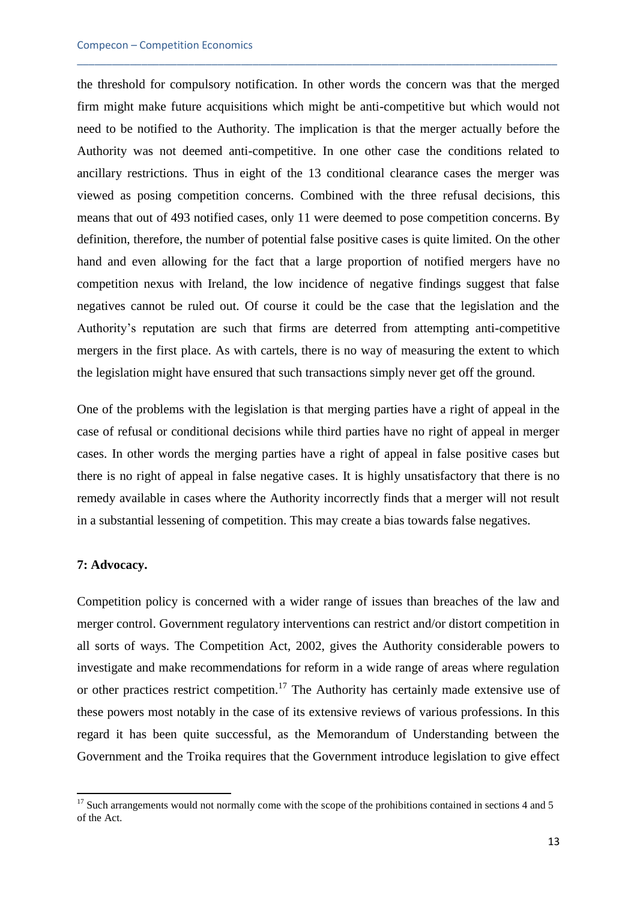the threshold for compulsory notification. In other words the concern was that the merged firm might make future acquisitions which might be anti-competitive but which would not need to be notified to the Authority. The implication is that the merger actually before the Authority was not deemed anti-competitive. In one other case the conditions related to ancillary restrictions. Thus in eight of the 13 conditional clearance cases the merger was viewed as posing competition concerns. Combined with the three refusal decisions, this means that out of 493 notified cases, only 11 were deemed to pose competition concerns. By definition, therefore, the number of potential false positive cases is quite limited. On the other hand and even allowing for the fact that a large proportion of notified mergers have no competition nexus with Ireland, the low incidence of negative findings suggest that false negatives cannot be ruled out. Of course it could be the case that the legislation and the Authority's reputation are such that firms are deterred from attempting anti-competitive mergers in the first place. As with cartels, there is no way of measuring the extent to which the legislation might have ensured that such transactions simply never get off the ground.

One of the problems with the legislation is that merging parties have a right of appeal in the case of refusal or conditional decisions while third parties have no right of appeal in merger cases. In other words the merging parties have a right of appeal in false positive cases but there is no right of appeal in false negative cases. It is highly unsatisfactory that there is no remedy available in cases where the Authority incorrectly finds that a merger will not result in a substantial lessening of competition. This may create a bias towards false negatives.

**7: Advocacy.**

Competition policy is concerned with a wider range of issues than breaches of the law and merger control. Government regulatory interventions can restrict and/or distort competition in all sorts of ways. The Competition Act, 2002, gives the Authority considerable powers to investigate and make recommendations for reform in a wide range of areas where regulation or other practices restrict competition.[17] The Authority has certainly made extensive use of these powers most notably in the case of its extensive reviews of various professions. In this regard it has been quite successful, as the Memorandum of Understanding between the Government and the Troika requires that the Government introduce legislation to give effect

[17] Such arrangements would not normally come with the scope of the prohibitions contained in sections 4 and 5 of the Act.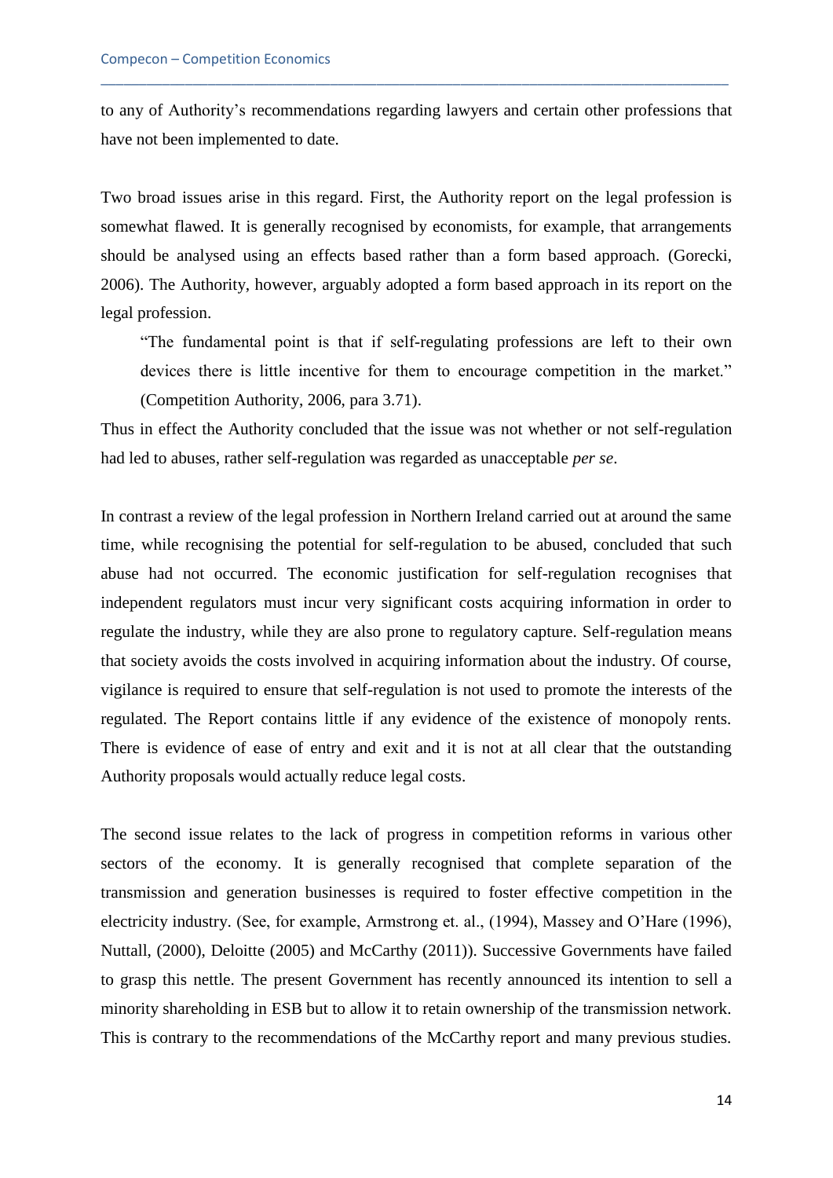to any of Authority's recommendations regarding lawyers and certain other professions that have not been implemented to date.

Two broad issues arise in this regard. First, the Authority report on the legal profession is somewhat flawed. It is generally recognised by economists, for example, that arrangements should be analysed using an effects based rather than a form based approach. (Gorecki, 2006). The Authority, however, arguably adopted a form based approach in its report on the legal profession.

> "The fundamental point is that if self-regulating professions are left to their own devices there is little incentive for them to encourage competition in the market." (Competition Authority, 2006, para 3.71).

Thus in effect the Authority concluded that the issue was not whether or not self-regulation had led to abuses, rather self-regulation was regarded as unacceptable *per se*.

In contrast a review of the legal profession in Northern Ireland carried out at around the same time, while recognising the potential for self-regulation to be abused, concluded that such abuse had not occurred. The economic justification for self-regulation recognises that independent regulators must incur very significant costs acquiring information in order to regulate the industry, while they are also prone to regulatory capture. Self-regulation means that society avoids the costs involved in acquiring information about the industry. Of course, vigilance is required to ensure that self-regulation is not used to promote the interests of the regulated. The Report contains little if any evidence of the existence of monopoly rents. There is evidence of ease of entry and exit and it is not at all clear that the outstanding Authority proposals would actually reduce legal costs.

The second issue relates to the lack of progress in competition reforms in various other sectors of the economy. It is generally recognised that complete separation of the transmission and generation businesses is required to foster effective competition in the electricity industry. (See, for example, Armstrong et. al., (1994), Massey and O'Hare (1996), Nuttall, (2000), Deloitte (2005) and McCarthy (2011)). Successive Governments have failed to grasp this nettle. The present Government has recently announced its intention to sell a minority shareholding in ESB but to allow it to retain ownership of the transmission network. This is contrary to the recommendations of the McCarthy report and many previous studies.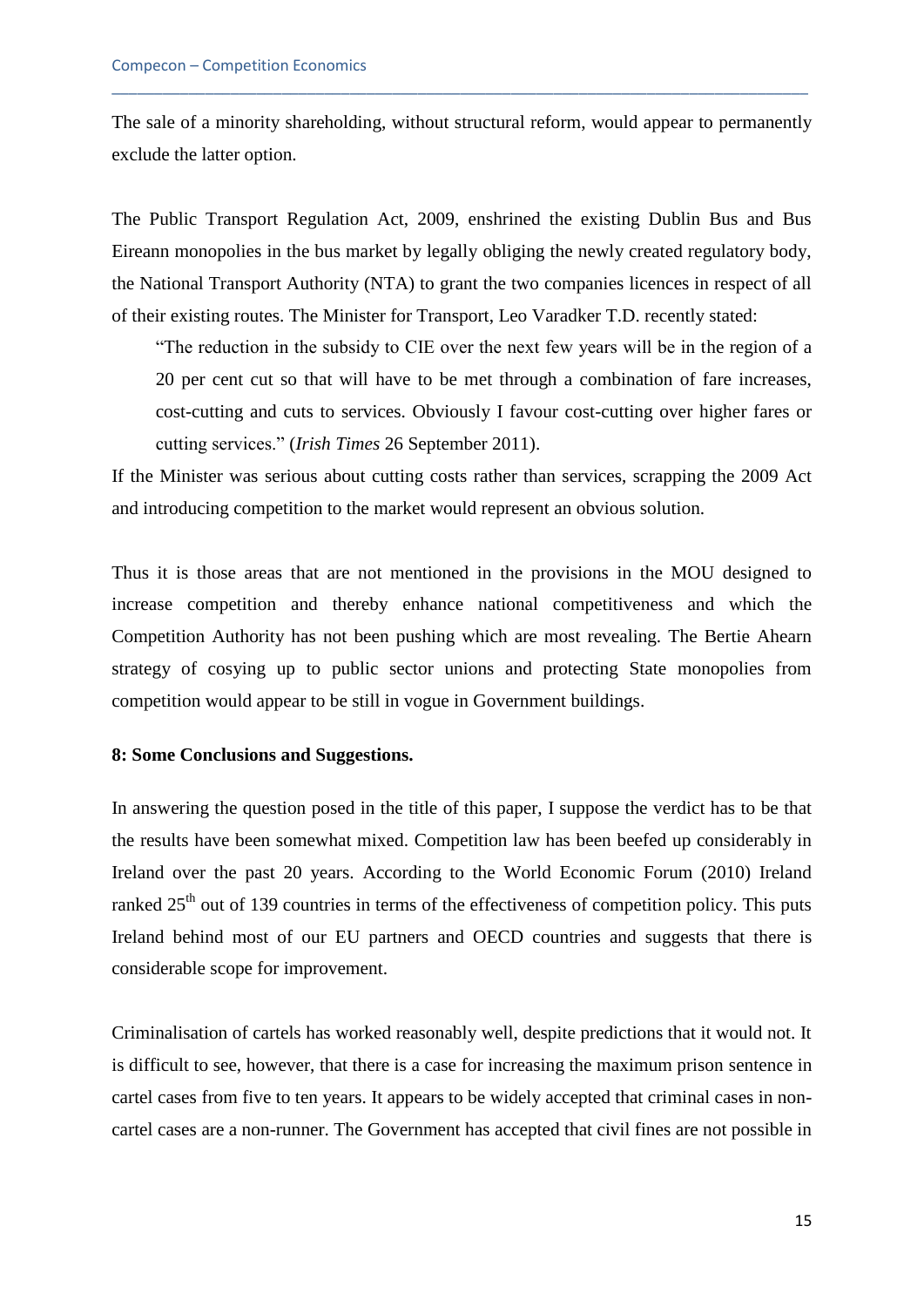The sale of a minority shareholding, without structural reform, would appear to permanently exclude the latter option.

The Public Transport Regulation Act, 2009, enshrined the existing Dublin Bus and Bus Eireann monopolies in the bus market by legally obliging the newly created regulatory body, the National Transport Authority (NTA) to grant the two companies licences in respect of all of their existing routes. The Minister for Transport, Leo Varadker T.D. recently stated:

> "The reduction in the subsidy to CIE over the next few years will be in the region of a 20 per cent cut so that will have to be met through a combination of fare increases, cost-cutting and cuts to services. Obviously I favour cost-cutting over higher fares or cutting services." (*Irish Times* 26 September 2011).

If the Minister was serious about cutting costs rather than services, scrapping the 2009 Act and introducing competition to the market would represent an obvious solution.

Thus it is those areas that are not mentioned in the provisions in the MOU designed to increase competition and thereby enhance national competitiveness and which the Competition Authority has not been pushing which are most revealing. The Bertie Ahearn strategy of cosying up to public sector unions and protecting State monopolies from competition would appear to be still in vogue in Government buildings.

**8: Some Conclusions and Suggestions.**

In answering the question posed in the title of this paper, I suppose the verdict has to be that the results have been somewhat mixed. Competition law has been beefed up considerably in Ireland over the past 20 years. According to the World Economic Forum (2010) Ireland ranked 25th out of 139 countries in terms of the effectiveness of competition policy. This puts Ireland behind most of our EU partners and OECD countries and suggests that there is considerable scope for improvement.

Criminalisation of cartels has worked reasonably well, despite predictions that it would not. It is difficult to see, however, that there is a case for increasing the maximum prison sentence in cartel cases from five to ten years. It appears to be widely accepted that criminal cases in non-cartel cases are a non-runner. The Government has accepted that civil fines are not possible in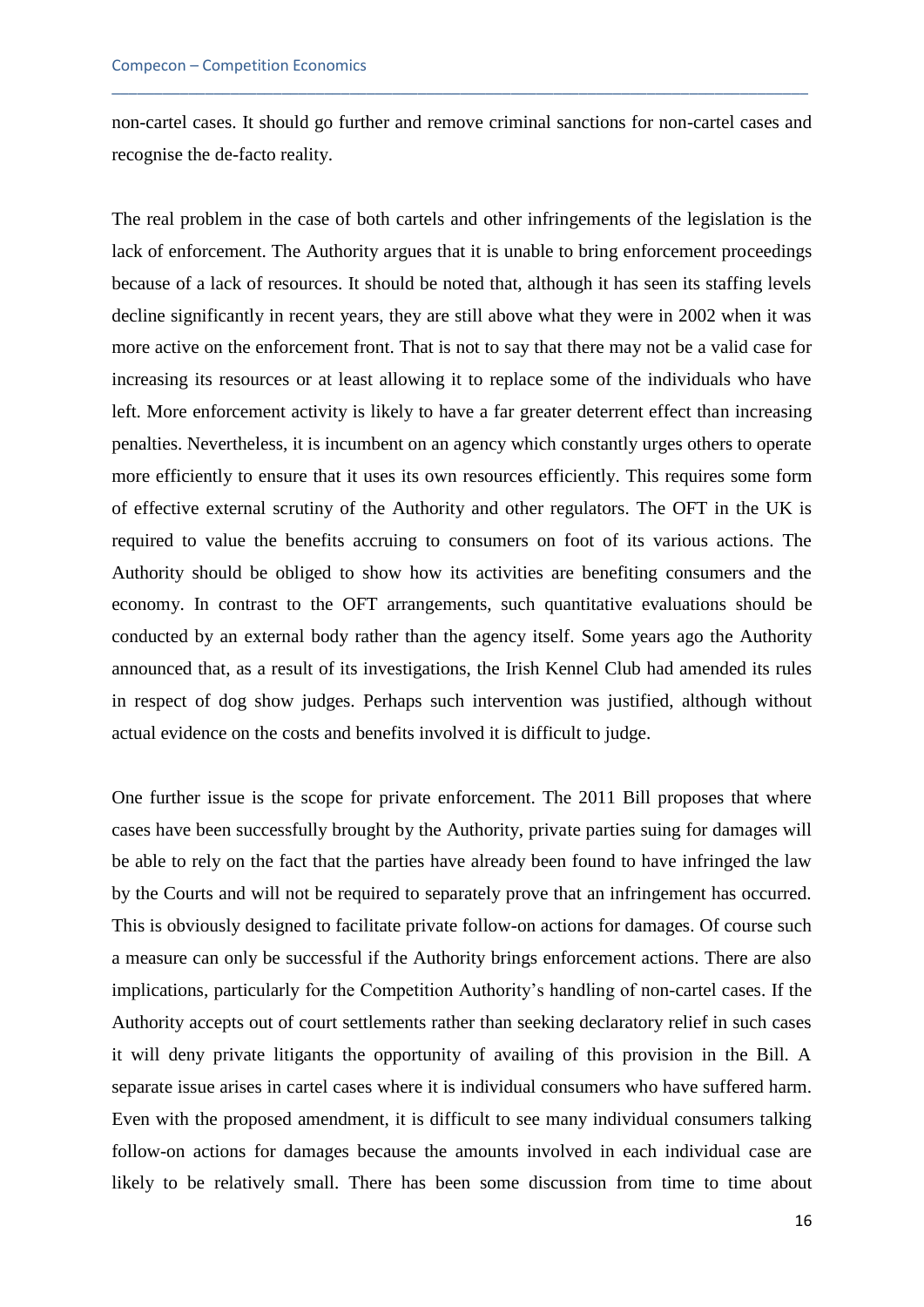non-cartel cases. It should go further and remove criminal sanctions for non-cartel cases and recognise the de-facto reality.

The real problem in the case of both cartels and other infringements of the legislation is the lack of enforcement. The Authority argues that it is unable to bring enforcement proceedings because of a lack of resources. It should be noted that, although it has seen its staffing levels decline significantly in recent years, they are still above what they were in 2002 when it was more active on the enforcement front. That is not to say that there may not be a valid case for increasing its resources or at least allowing it to replace some of the individuals who have left. More enforcement activity is likely to have a far greater deterrent effect than increasing penalties. Nevertheless, it is incumbent on an agency which constantly urges others to operate more efficiently to ensure that it uses its own resources efficiently. This requires some form of effective external scrutiny of the Authority and other regulators. The OFT in the UK is required to value the benefits accruing to consumers on foot of its various actions. The Authority should be obliged to show how its activities are benefiting consumers and the economy. In contrast to the OFT arrangements, such quantitative evaluations should be conducted by an external body rather than the agency itself. Some years ago the Authority announced that, as a result of its investigations, the Irish Kennel Club had amended its rules in respect of dog show judges. Perhaps such intervention was justified, although without actual evidence on the costs and benefits involved it is difficult to judge.

One further issue is the scope for private enforcement. The 2011 Bill proposes that where cases have been successfully brought by the Authority, private parties suing for damages will be able to rely on the fact that the parties have already been found to have infringed the law by the Courts and will not be required to separately prove that an infringement has occurred. This is obviously designed to facilitate private follow-on actions for damages. Of course such a measure can only be successful if the Authority brings enforcement actions. There are also implications, particularly for the Competition Authority's handling of non-cartel cases. If the Authority accepts out of court settlements rather than seeking declaratory relief in such cases it will deny private litigants the opportunity of availing of this provision in the Bill. A separate issue arises in cartel cases where it is individual consumers who have suffered harm. Even with the proposed amendment, it is difficult to see many individual consumers talking follow-on actions for damages because the amounts involved in each individual case are likely to be relatively small. There has been some discussion from time to time about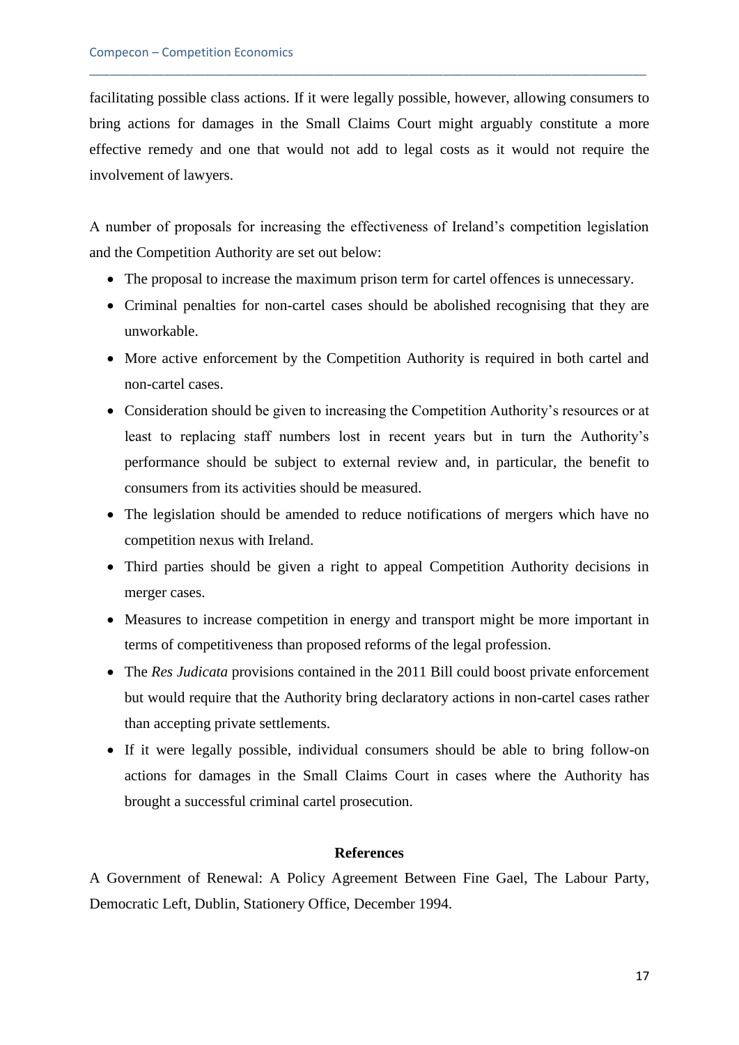facilitating possible class actions. If it were legally possible, however, allowing consumers to bring actions for damages in the Small Claims Court might arguably constitute a more effective remedy and one that would not add to legal costs as it would not require the involvement of lawyers.

A number of proposals for increasing the effectiveness of Ireland's competition legislation and the Competition Authority are set out below:

- The proposal to increase the maximum prison term for cartel offences is unnecessary.
- Criminal penalties for non-cartel cases should be abolished recognising that they are unworkable.
- More active enforcement by the Competition Authority is required in both cartel and non-cartel cases.
- Consideration should be given to increasing the Competition Authority's resources or at least to replacing staff numbers lost in recent years but in turn the Authority's performance should be subject to external review and, in particular, the benefit to consumers from its activities should be measured.
- The legislation should be amended to reduce notifications of mergers which have no competition nexus with Ireland.
- Third parties should be given a right to appeal Competition Authority decisions in merger cases.
- Measures to increase competition in energy and transport might be more important in terms of competitiveness than proposed reforms of the legal profession.
- The *Res Judicata* provisions contained in the 2011 Bill could boost private enforcement but would require that the Authority bring declaratory actions in non-cartel cases rather than accepting private settlements.
- If it were legally possible, individual consumers should be able to bring follow-on actions for damages in the Small Claims Court in cases where the Authority has brought a successful criminal cartel prosecution.

**References**

A Government of Renewal: A Policy Agreement Between Fine Gael, The Labour Party, Democratic Left, Dublin, Stationery Office, December 1994.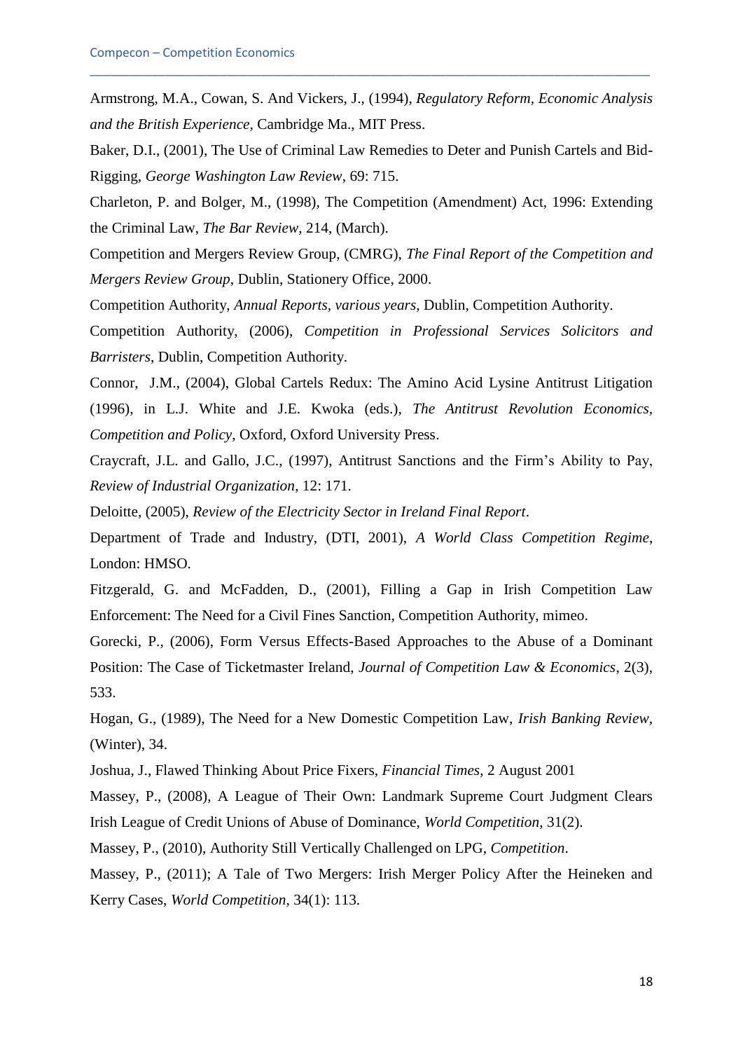Armstrong, M.A., Cowan, S. And Vickers, J., (1994), *Regulatory Reform, Economic Analysis and the British Experience*, Cambridge Ma., MIT Press.

Baker, D.I., (2001), The Use of Criminal Law Remedies to Deter and Punish Cartels and Bid-Rigging, *George Washington Law Review*, 69: 715.

Charleton, P. and Bolger, M., (1998), The Competition (Amendment) Act, 1996: Extending the Criminal Law, *The Bar Review*, 214, (March).

Competition and Mergers Review Group, (CMRG), *The Final Report of the Competition and Mergers Review Group*, Dublin, Stationery Office, 2000.

Competition Authority, *Annual Reports, various years*, Dublin, Competition Authority.

Competition Authority, (2006), *Competition in Professional Services Solicitors and Barristers*, Dublin, Competition Authority.

Connor, J.M., (2004), Global Cartels Redux: The Amino Acid Lysine Antitrust Litigation (1996), in L.J. White and J.E. Kwoka (eds.), *The Antitrust Revolution Economics, Competition and Policy*, Oxford, Oxford University Press.

Craycraft, J.L. and Gallo, J.C., (1997), Antitrust Sanctions and the Firm's Ability to Pay, *Review of Industrial Organization*, 12: 171.

Deloitte, (2005), *Review of the Electricity Sector in Ireland Final Report*.

Department of Trade and Industry, (DTI, 2001), *A World Class Competition Regime*, London: HMSO.

Fitzgerald, G. and McFadden, D., (2001), Filling a Gap in Irish Competition Law Enforcement: The Need for a Civil Fines Sanction, Competition Authority, mimeo.

Gorecki, P., (2006), Form Versus Effects-Based Approaches to the Abuse of a Dominant Position: The Case of Ticketmaster Ireland, *Journal of Competition Law & Economics*, 2(3), 533.

Hogan, G., (1989), The Need for a New Domestic Competition Law, *Irish Banking Review*, (Winter), 34.

Joshua, J., Flawed Thinking About Price Fixers, *Financial Times*, 2 August 2001

Massey, P., (2008), A League of Their Own: Landmark Supreme Court Judgment Clears Irish League of Credit Unions of Abuse of Dominance, *World Competition*, 31(2).

Massey, P., (2010), Authority Still Vertically Challenged on LPG, *Competition*.

Massey, P., (2011); A Tale of Two Mergers: Irish Merger Policy After the Heineken and Kerry Cases, *World Competition*, 34(1): 113.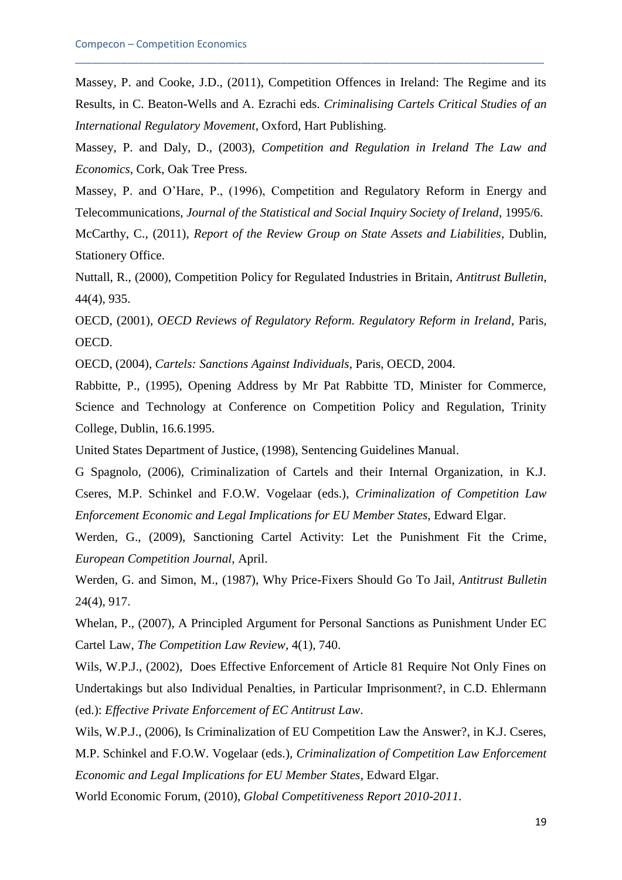Massey, P. and Cooke, J.D., (2011), Competition Offences in Ireland: The Regime and its Results, in C. Beaton-Wells and A. Ezrachi eds. *Criminalising Cartels Critical Studies of an International Regulatory Movement*, Oxford, Hart Publishing.

Massey, P. and Daly, D., (2003), *Competition and Regulation in Ireland The Law and Economics*, Cork, Oak Tree Press.

Massey, P. and O'Hare, P., (1996), Competition and Regulatory Reform in Energy and Telecommunications, *Journal of the Statistical and Social Inquiry Society of Ireland*, 1995/6.

McCarthy, C., (2011), *Report of the Review Group on State Assets and Liabilities*, Dublin, Stationery Office.

Nuttall, R., (2000), Competition Policy for Regulated Industries in Britain, *Antitrust Bulletin*, 44(4), 935.

OECD, (2001), *OECD Reviews of Regulatory Reform. Regulatory Reform in Ireland*, Paris, OECD.

OECD, (2004), *Cartels: Sanctions Against Individuals*, Paris, OECD, 2004.

Rabbitte, P., (1995), Opening Address by Mr Pat Rabbitte TD, Minister for Commerce, Science and Technology at Conference on Competition Policy and Regulation, Trinity College, Dublin, 16.6.1995.

United States Department of Justice, (1998), Sentencing Guidelines Manual.

G Spagnolo, (2006), Criminalization of Cartels and their Internal Organization, in K.J. Cseres, M.P. Schinkel and F.O.W. Vogelaar (eds.), *Criminalization of Competition Law Enforcement Economic and Legal Implications for EU Member States*, Edward Elgar.

Werden, G., (2009), Sanctioning Cartel Activity: Let the Punishment Fit the Crime, *European Competition Journal*, April.

Werden, G. and Simon, M., (1987), Why Price-Fixers Should Go To Jail, *Antitrust Bulletin* 24(4), 917.

Whelan, P., (2007), A Principled Argument for Personal Sanctions as Punishment Under EC Cartel Law, *The Competition Law Review*, 4(1), 740.

Wils, W.P.J., (2002), Does Effective Enforcement of Article 81 Require Not Only Fines on Undertakings but also Individual Penalties, in Particular Imprisonment?, in C.D. Ehlermann (ed.): *Effective Private Enforcement of EC Antitrust Law*.

Wils, W.P.J., (2006), Is Criminalization of EU Competition Law the Answer?, in K.J. Cseres, M.P. Schinkel and F.O.W. Vogelaar (eds.), *Criminalization of Competition Law Enforcement Economic and Legal Implications for EU Member States*, Edward Elgar.

World Economic Forum, (2010), *Global Competitiveness Report 2010-2011*.